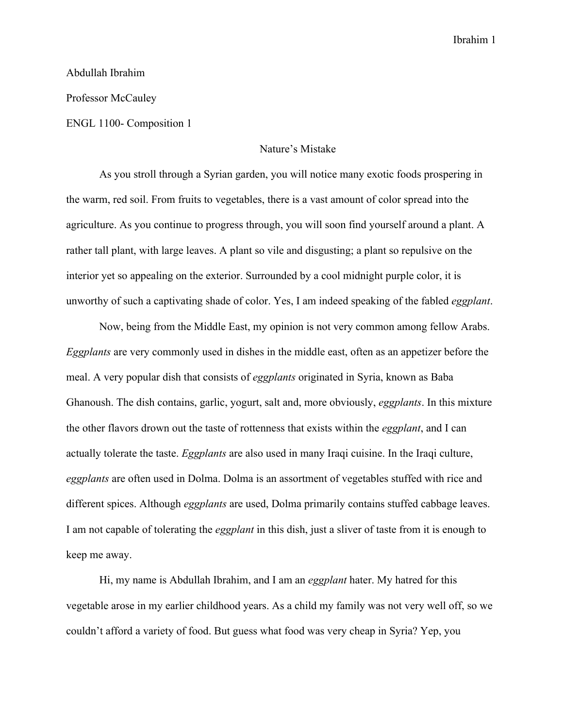Abdullah Ibrahim

Professor McCauley

ENGL 1100- Composition 1

# Nature's Mistake

As you stroll through a Syrian garden, you will notice many exotic foods prospering in the warm, red soil. From fruits to vegetables, there is a vast amount of color spread into the agriculture. As you continue to progress through, you will soon find yourself around a plant. A rather tall plant, with large leaves. A plant so vile and disgusting; a plant so repulsive on the interior yet so appealing on the exterior. Surrounded by a cool midnight purple color, it is unworthy of such a captivating shade of color. Yes, I am indeed speaking of the fabled *eggplant*.

Now, being from the Middle East, my opinion is not very common among fellow Arabs. *Eggplants* are very commonly used in dishes in the middle east, often as an appetizer before the meal. A very popular dish that consists of *eggplants* originated in Syria, known as Baba Ghanoush. The dish contains, garlic, yogurt, salt and, more obviously, *eggplants*. In this mixture the other flavors drown out the taste of rottenness that exists within the *eggplant*, and I can actually tolerate the taste. *Eggplants* are also used in many Iraqi cuisine. In the Iraqi culture, *eggplants* are often used in Dolma. Dolma is an assortment of vegetables stuffed with rice and different spices. Although *eggplants* are used, Dolma primarily contains stuffed cabbage leaves. I am not capable of tolerating the *eggplant* in this dish, just a sliver of taste from it is enough to keep me away.

Hi, my name is Abdullah Ibrahim, and I am an *eggplant* hater. My hatred for this vegetable arose in my earlier childhood years. As a child my family was not very well off, so we couldn't afford a variety of food. But guess what food was very cheap in Syria? Yep, you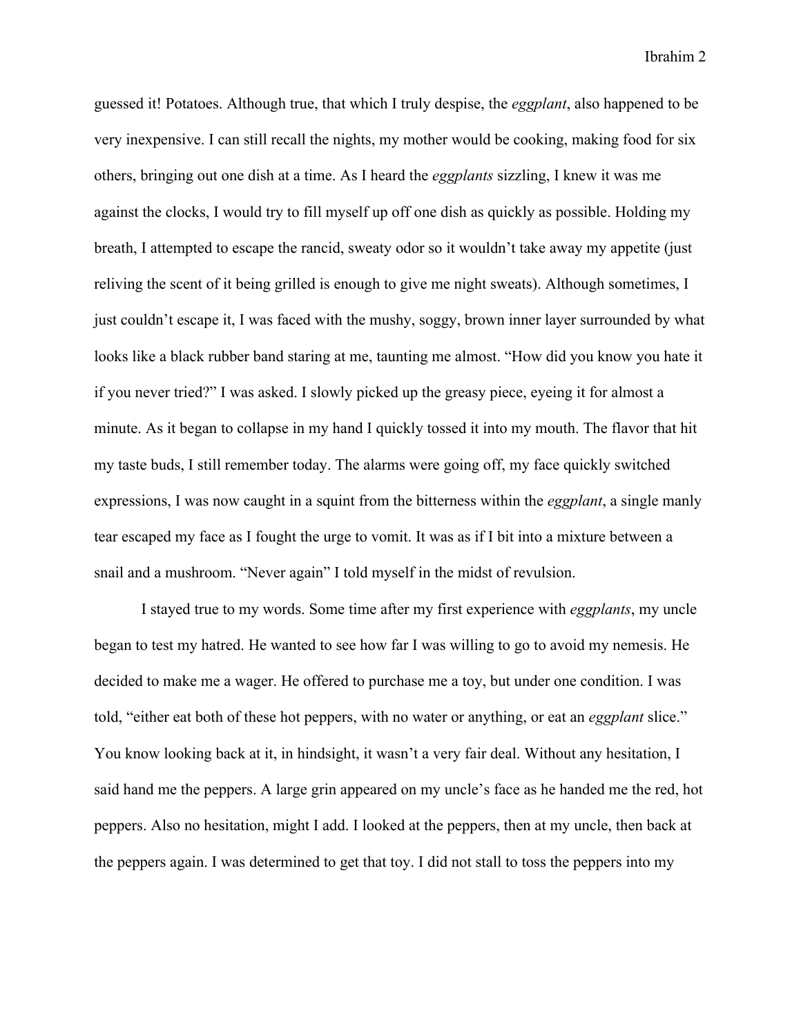guessed it! Potatoes. Although true, that which I truly despise, the *eggplant*, also happened to be very inexpensive. I can still recall the nights, my mother would be cooking, making food for six others, bringing out one dish at a time. As I heard the *eggplants* sizzling, I knew it was me against the clocks, I would try to fill myself up off one dish as quickly as possible. Holding my breath, I attempted to escape the rancid, sweaty odor so it wouldn't take away my appetite (just reliving the scent of it being grilled is enough to give me night sweats). Although sometimes, I just couldn't escape it, I was faced with the mushy, soggy, brown inner layer surrounded by what looks like a black rubber band staring at me, taunting me almost. "How did you know you hate it if you never tried?" I was asked. I slowly picked up the greasy piece, eyeing it for almost a minute. As it began to collapse in my hand I quickly tossed it into my mouth. The flavor that hit my taste buds, I still remember today. The alarms were going off, my face quickly switched expressions, I was now caught in a squint from the bitterness within the *eggplant*, a single manly tear escaped my face as I fought the urge to vomit. It was as if I bit into a mixture between a snail and a mushroom. "Never again" I told myself in the midst of revulsion.

I stayed true to my words. Some time after my first experience with *eggplants*, my uncle began to test my hatred. He wanted to see how far I was willing to go to avoid my nemesis. He decided to make me a wager. He offered to purchase me a toy, but under one condition. I was told, "either eat both of these hot peppers, with no water or anything, or eat an *eggplant* slice." You know looking back at it, in hindsight, it wasn't a very fair deal. Without any hesitation, I said hand me the peppers. A large grin appeared on my uncle's face as he handed me the red, hot peppers. Also no hesitation, might I add. I looked at the peppers, then at my uncle, then back at the peppers again. I was determined to get that toy. I did not stall to toss the peppers into my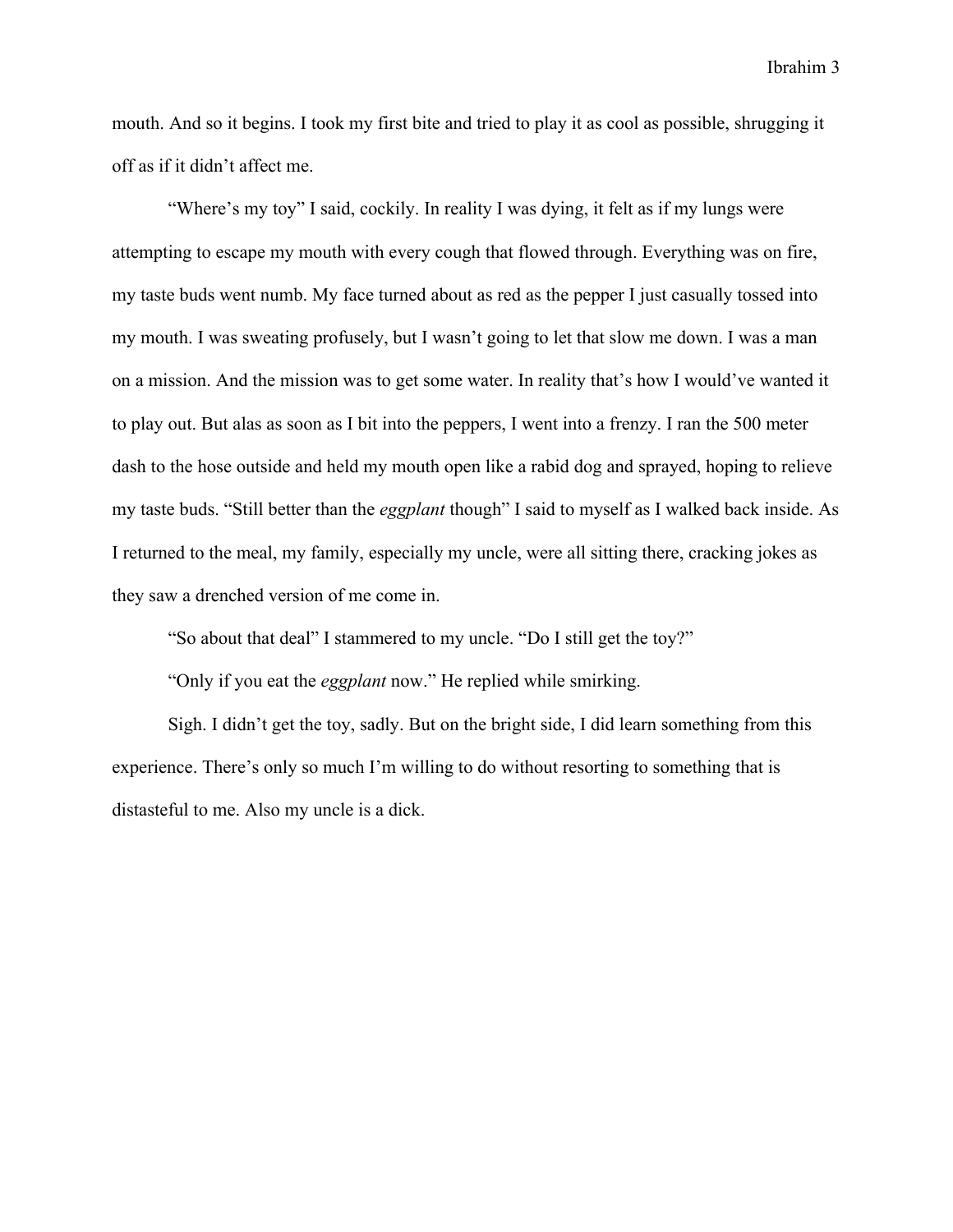mouth. And so it begins. I took my first bite and tried to play it as cool as possible, shrugging it off as if it didn't affect me.

"Where's my toy" I said, cockily. In reality I was dying, it felt as if my lungs were attempting to escape my mouth with every cough that flowed through. Everything was on fire, my taste buds went numb. My face turned about as red as the pepper I just casually tossed into my mouth. I was sweating profusely, but I wasn't going to let that slow me down. I was a man on a mission. And the mission was to get some water. In reality that's how I would've wanted it to play out. But alas as soon as I bit into the peppers, I went into a frenzy. I ran the 500 meter dash to the hose outside and held my mouth open like a rabid dog and sprayed, hoping to relieve my taste buds. "Still better than the *eggplant* though" I said to myself as I walked back inside. As I returned to the meal, my family, especially my uncle, were all sitting there, cracking jokes as they saw a drenched version of me come in.

"So about that deal" I stammered to my uncle. "Do I still get the toy?"

"Only if you eat the *eggplant* now." He replied while smirking.

Sigh. I didn't get the toy, sadly. But on the bright side, I did learn something from this experience. There's only so much I'm willing to do without resorting to something that is distasteful to me. Also my uncle is a dick.